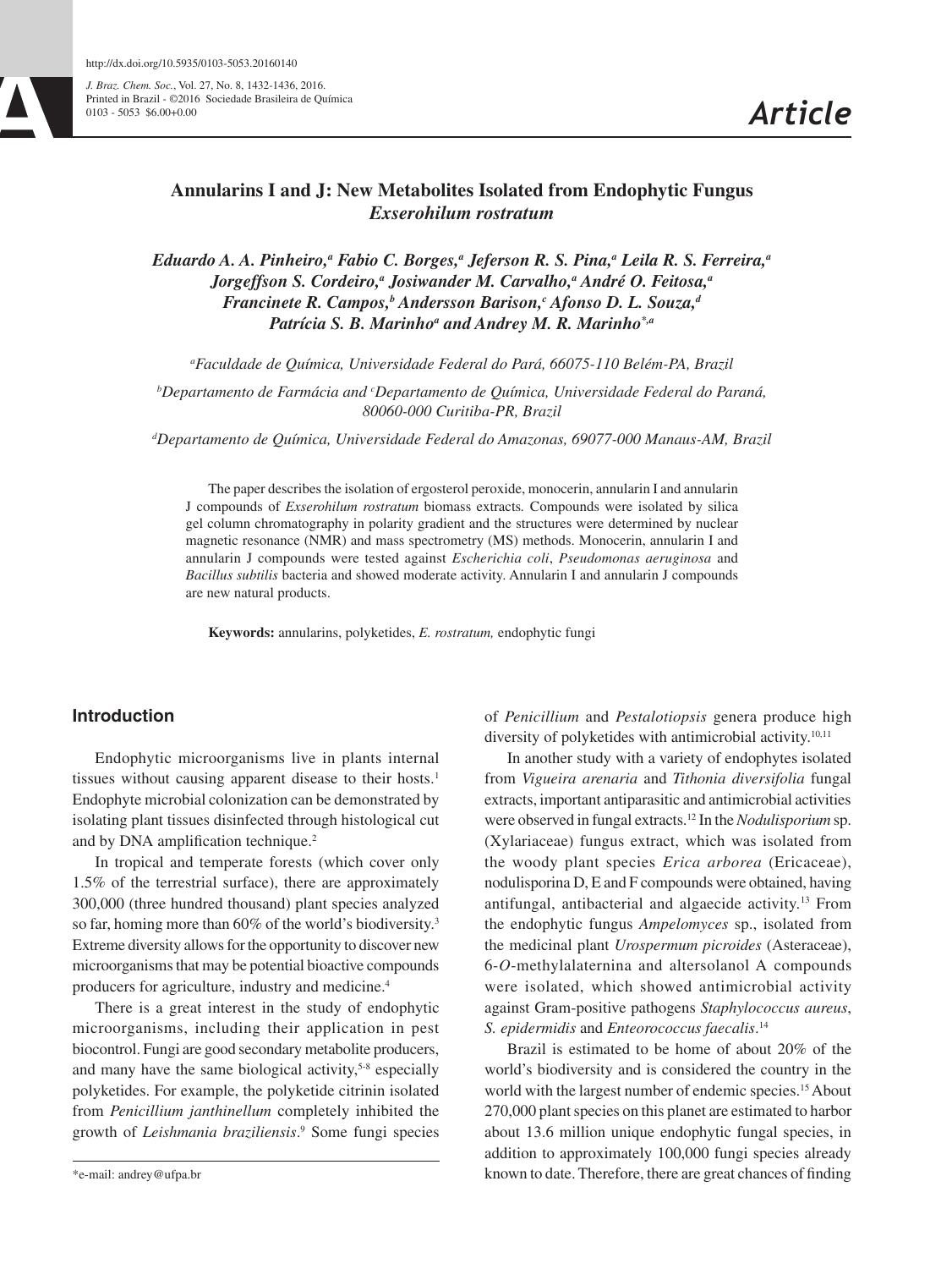http://dx.doi.org/10.5935/0103-5053.20160140

# Annularins I and J: New Metabolites Isolated from Endophytic Fungus *Exserohilum rostratum*

***Eduardo A. A. Pinheiro,[a] Fabio C. Borges,[a] Jeferson R. S. Pina,[a] Leila R. S. Ferreira,[a] Jorgeffson S. Cordeiro,[a] Josiwander M. Carvalho,[a] André O. Feitosa,[a] Francinete R. Campos,[b] Andersson Barison,[c] Afonso D. L. Souza,[d] Patrícia S. B. Marinho[a] and Andrey M. R. Marinho*[,a]***

*[a]Faculdade de Química, Universidade Federal do Pará, 66075-110 Belém-PA, Brazil*

*[b]Departamento de Farmácia and [c]Departamento de Química, Universidade Federal do Paraná, 80060-000 Curitiba-PR, Brazil*

*[d]Departamento de Química, Universidade Federal do Amazonas, 69077-000 Manaus-AM, Brazil*

The paper describes the isolation of ergosterol peroxide, monocerin, annularin I and annularin J compounds of *Exserohilum rostratum* biomass extracts. Compounds were isolated by silica gel column chromatography in polarity gradient and the structures were determined by nuclear magnetic resonance (NMR) and mass spectrometry (MS) methods. Monocerin, annularin I and annularin J compounds were tested against *Escherichia coli*, *Pseudomonas aeruginosa* and *Bacillus subtilis* bacteria and showed moderate activity. Annularin I and annularin J compounds are new natural products.

**Keywords:** annularins, polyketides, *E. rostratum,* endophytic fungi

## Introduction

Endophytic microorganisms live in plants internal tissues without causing apparent disease to their hosts.[1] Endophyte microbial colonization can be demonstrated by isolating plant tissues disinfected through histological cut and by DNA amplification technique.[2]

In tropical and temperate forests (which cover only 1.5% of the terrestrial surface), there are approximately 300,000 (three hundred thousand) plant species analyzed so far, homing more than 60% of the world's biodiversity.[3] Extreme diversity allows for the opportunity to discover new microorganisms that may be potential bioactive compounds producers for agriculture, industry and medicine.[4]

There is a great interest in the study of endophytic microorganisms, including their application in pest biocontrol. Fungi are good secondary metabolite producers, and many have the same biological activity,[5-8] especially polyketides. For example, the polyketide citrinin isolated from *Penicillium janthinellum* completely inhibited the growth of *Leishmania braziliensis*.[9] Some fungi species of *Penicillium* and *Pestalotiopsis* genera produce high diversity of polyketides with antimicrobial activity.[10,11]

In another study with a variety of endophytes isolated from *Vigueira arenaria* and *Tithonia diversifolia* fungal extracts, important antiparasitic and antimicrobial activities were observed in fungal extracts.[12] In the *Nodulisporium* sp. (Xylariaceae) fungus extract, which was isolated from the woody plant species *Erica arborea* (Ericaceae), nodulisporina D, E and F compounds were obtained, having antifungal, antibacterial and algaecide activity.[13] From the endophytic fungus *Ampelomyces* sp., isolated from the medicinal plant *Urospermum picroides* (Asteraceae), 6-*O*-methylalaternina and altersolanol A compounds were isolated, which showed antimicrobial activity against Gram-positive pathogens *Staphylococcus aureus*, *S. epidermidis* and *Enteorococcus faecalis*.[14]

Brazil is estimated to be home of about 20% of the world's biodiversity and is considered the country in the world with the largest number of endemic species.[15] About 270,000 plant species on this planet are estimated to harbor about 13.6 million unique endophytic fungal species, in addition to approximately 100,000 fungi species already known to date. Therefore, there are great chances of finding

*e-mail: andrey@ufpa.br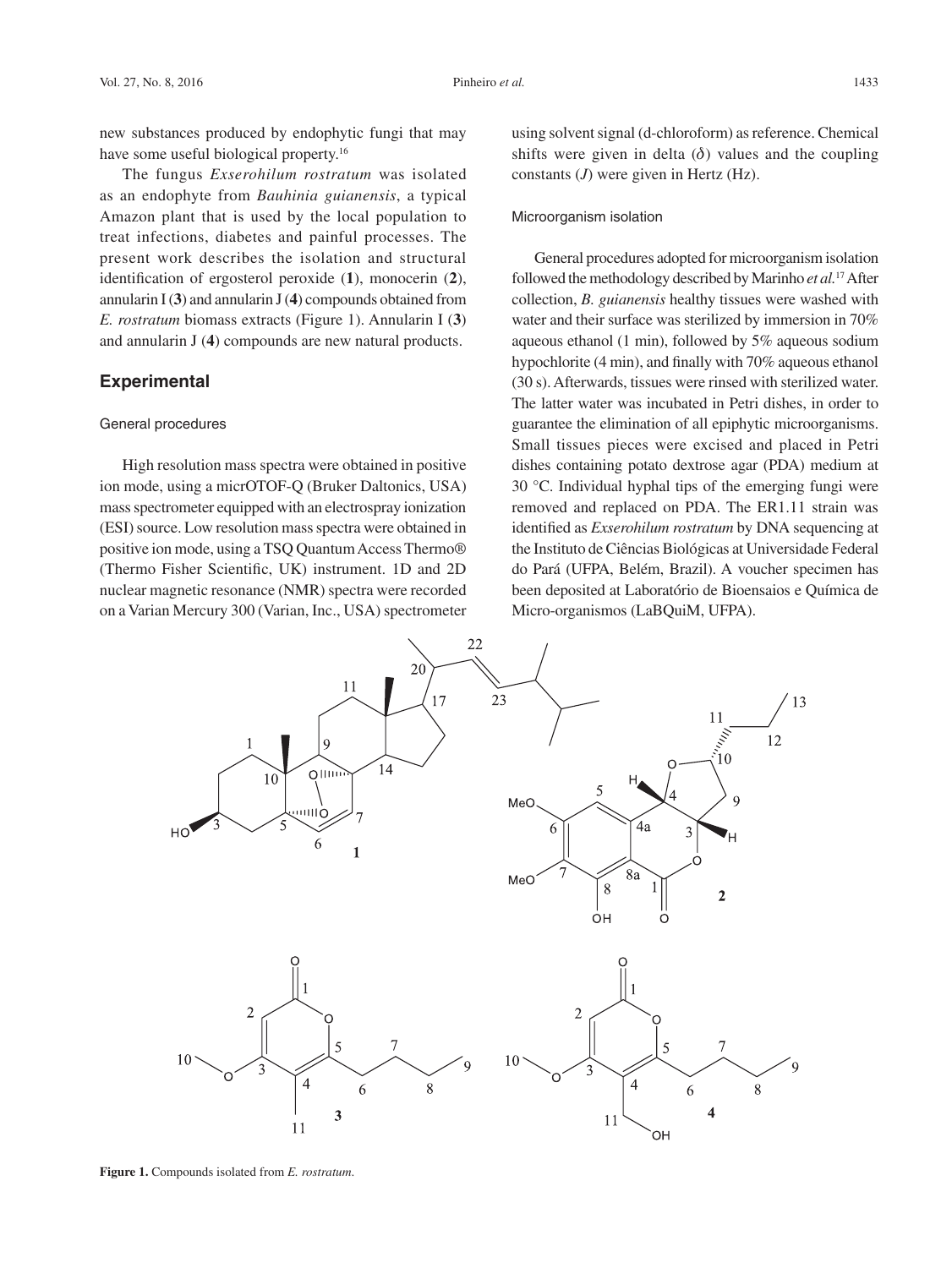new substances produced by endophytic fungi that may have some useful biological property.[16]

The fungus *Exserohilum rostratum* was isolated as an endophyte from *Bauhinia guianensis*, a typical Amazon plant that is used by the local population to treat infections, diabetes and painful processes. The present work describes the isolation and structural identification of ergosterol peroxide (**1**), monocerin (**2**), annularin I (**3**) and annularin J (**4**) compounds obtained from *E. rostratum* biomass extracts (Figure 1). Annularin I (**3**) and annularin J (**4**) compounds are new natural products.

## Experimental

### General procedures

High resolution mass spectra were obtained in positive ion mode, using a micrOTOF-Q (Bruker Daltonics, USA) mass spectrometer equipped with an electrospray ionization (ESI) source. Low resolution mass spectra were obtained in positive ion mode, using a TSQ Quantum Access Thermo® (Thermo Fisher Scientific, UK) instrument. 1D and 2D nuclear magnetic resonance (NMR) spectra were recorded on a Varian Mercury 300 (Varian, Inc., USA) spectrometer using solvent signal (d-chloroform) as reference. Chemical shifts were given in delta ($\delta$) values and the coupling constants ($J$) were given in Hertz (Hz).

### Microorganism isolation

General procedures adopted for microorganism isolation followed the methodology described by Marinho *et al.*[17] After collection, *B. guianensis* healthy tissues were washed with water and their surface was sterilized by immersion in 70% aqueous ethanol (1 min), followed by 5% aqueous sodium hypochlorite (4 min), and finally with 70% aqueous ethanol (30 s). Afterwards, tissues were rinsed with sterilized water. The latter water was incubated in Petri dishes, in order to guarantee the elimination of all epiphytic microorganisms. Small tissues pieces were excised and placed in Petri dishes containing potato dextrose agar (PDA) medium at 30 °C. Individual hyphal tips of the emerging fungi were removed and replaced on PDA. The ER1.11 strain was identified as *Exserohilum rostratum* by DNA sequencing at the Instituto de Ciências Biológicas at Universidade Federal do Pará (UFPA, Belém, Brazil). A voucher specimen has been deposited at Laboratório de Bioensaios e Química de Micro-organismos (LaBQuiM, UFPA).

**Figure 1.** Compounds isolated from *E. rostratum*.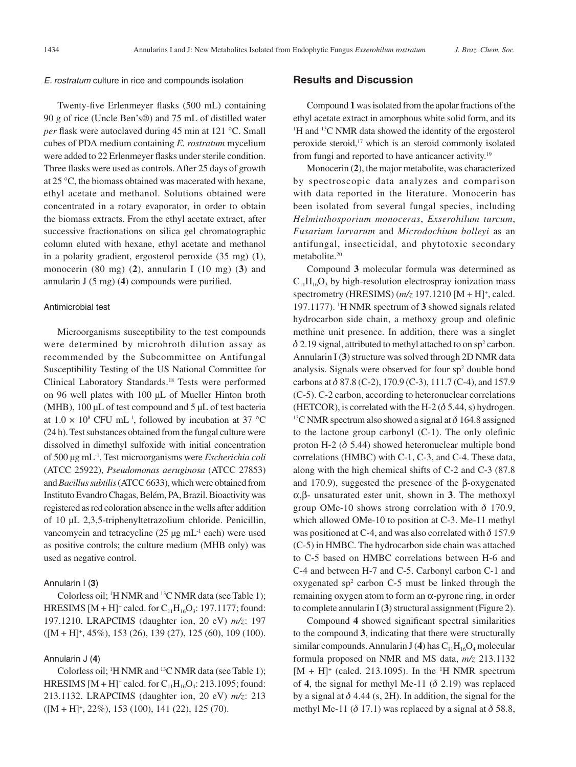### *E. rostratum* culture in rice and compounds isolation

Twenty-five Erlenmeyer flasks (500 mL) containing 90 g of rice (Uncle Ben's®) and 75 mL of distilled water *per* flask were autoclaved during 45 min at 121 °C. Small cubes of PDA medium containing *E. rostratum* mycelium were added to 22 Erlenmeyer flasks under sterile condition. Three flasks were used as controls. After 25 days of growth at 25 °C, the biomass obtained was macerated with hexane, ethyl acetate and methanol. Solutions obtained were concentrated in a rotary evaporator, in order to obtain the biomass extracts. From the ethyl acetate extract, after successive fractionations on silica gel chromatographic column eluted with hexane, ethyl acetate and methanol in a polarity gradient, ergosterol peroxide (35 mg) (**1**), monocerin (80 mg) (**2**), annularin I (10 mg) (**3**) and annularin J (5 mg) (**4**) compounds were purified.

### Antimicrobial test

Microorganisms susceptibility to the test compounds were determined by microbroth dilution assay as recommended by the Subcommittee on Antifungal Susceptibility Testing of the US National Committee for Clinical Laboratory Standards.[18] Tests were performed on 96 well plates with 100 µL of Mueller Hinton broth (MHB), 100 µL of test compound and 5 µL of test bacteria at $1.0 \times 10^8$ CFU mL$^{-1}$, followed by incubation at 37 °C (24 h). Test substances obtained from the fungal culture were dissolved in dimethyl sulfoxide with initial concentration of 500 µg mL$^{-1}$. Test microorganisms were *Escherichia coli* (ATCC 25922), *Pseudomonas aeruginosa* (ATCC 27853) and *Bacillus subtilis* (ATCC 6633), which were obtained from Instituto Evandro Chagas, Belém, PA, Brazil. Bioactivity was registered as red coloration absence in the wells after addition of 10 µL 2,3,5-triphenyltetrazolium chloride. Penicillin, vancomycin and tetracycline (25 µg mL$^{-1}$ each) were used as positive controls; the culture medium (MHB only) was used as negative control.

### Annularin I (3)

Colorless oil; $^1$H NMR and $^{13}$C NMR data (see Table 1); HRESIMS [M + H]$^+$ calcd. for $C_{11}H_{16}O_3$: 197.1177; found: 197.1210. LRAPCIMS (daughter ion, 20 eV) *m/z*: 197 ([M + H]$^+$, 45%), 153 (26), 139 (27), 125 (60), 109 (100).

### Annularin J (4)

Colorless oil; $^1$H NMR and $^{13}$C NMR data (see Table 1); HRESIMS [M + H]$^+$ calcd. for $C_{11}H_{16}O_4$: 213.1095; found: 213.1132. LRAPCIMS (daughter ion, 20 eV) *m/z*: 213 ([M + H]$^+$, 22%), 153 (100), 141 (22), 125 (70).

## Results and Discussion

Compound **1** was isolated from the apolar fractions of the ethyl acetate extract in amorphous white solid form, and its $^1$H and $^{13}$C NMR data showed the identity of the ergosterol peroxide steroid,[17] which is an steroid commonly isolated from fungi and reported to have anticancer activity.[19]

Monocerin (**2**), the major metabolite, was characterized by spectroscopic data analyzes and comparison with data reported in the literature. Monocerin has been isolated from several fungal species, including *Helminthosporium monoceras*, *Exserohilum turcum*, *Fusarium larvarum* and *Microdochium bolleyi* as an antifungal, insecticidal, and phytotoxic secondary metabolite.[20]

Compound **3** molecular formula was determined as $C_{11}H_{16}O_3$ by high-resolution electrospray ionization mass spectrometry (HRESIMS) (*m/z* 197.1210 [M + H]$^+$, calcd. 197.1177). $^1$H NMR spectrum of **3** showed signals related hydrocarbon side chain, a methoxy group and olefinic methine unit presence. In addition, there was a singlet $\delta$ 2.19 signal, attributed to methyl attached to on sp$^2$ carbon. Annularin I (**3**) structure was solved through 2D NMR data analysis. Signals were observed for four sp$^2$ double bond carbons at $\delta$ 87.8 (C-2), 170.9 (C-3), 111.7 (C-4), and 157.9 (C-5). C-2 carbon, according to heteronuclear correlations (HETCOR), is correlated with the H-2 ($\delta$ 5.44, s) hydrogen. $^{13}$C NMR spectrum also showed a signal at $\delta$ 164.8 assigned to the lactone group carbonyl (C-1). The only olefinic proton H-2 ($\delta$ 5.44) showed heteronuclear multiple bond correlations (HMBC) with C-1, C-3, and C-4. These data, along with the high chemical shifts of C-2 and C-3 (87.8 and 170.9), suggested the presence of the β-oxygenated α,β- unsaturated ester unit, shown in **3**. The methoxyl group OMe-10 shows strong correlation with $\delta$ 170.9, which allowed OMe-10 to position at C-3. Me-11 methyl was positioned at C-4, and was also correlated with $\delta$ 157.9 (C-5) in HMBC. The hydrocarbon side chain was attached to C-5 based on HMBC correlations between H-6 and C-4 and between H-7 and C-5. Carbonyl carbon C-1 and oxygenated sp$^2$ carbon C-5 must be linked through the remaining oxygen atom to form an α-pyrone ring, in order to complete annularin I (**3**) structural assignment (Figure 2).

Compound **4** showed significant spectral similarities to the compound **3**, indicating that there were structurally similar compounds. Annularin J (**4**) has $C_{11}H_{16}O_4$ molecular formula proposed on NMR and MS data, *m/z* 213.1132 [M + H]$^+$ (calcd. 213.1095). In the $^1$H NMR spectrum of **4**, the signal for methyl Me-11 ($\delta$ 2.19) was replaced by a signal at $\delta$ 4.44 (s, 2H). In addition, the signal for the methyl Me-11 ($\delta$ 17.1) was replaced by a signal at $\delta$ 58.8,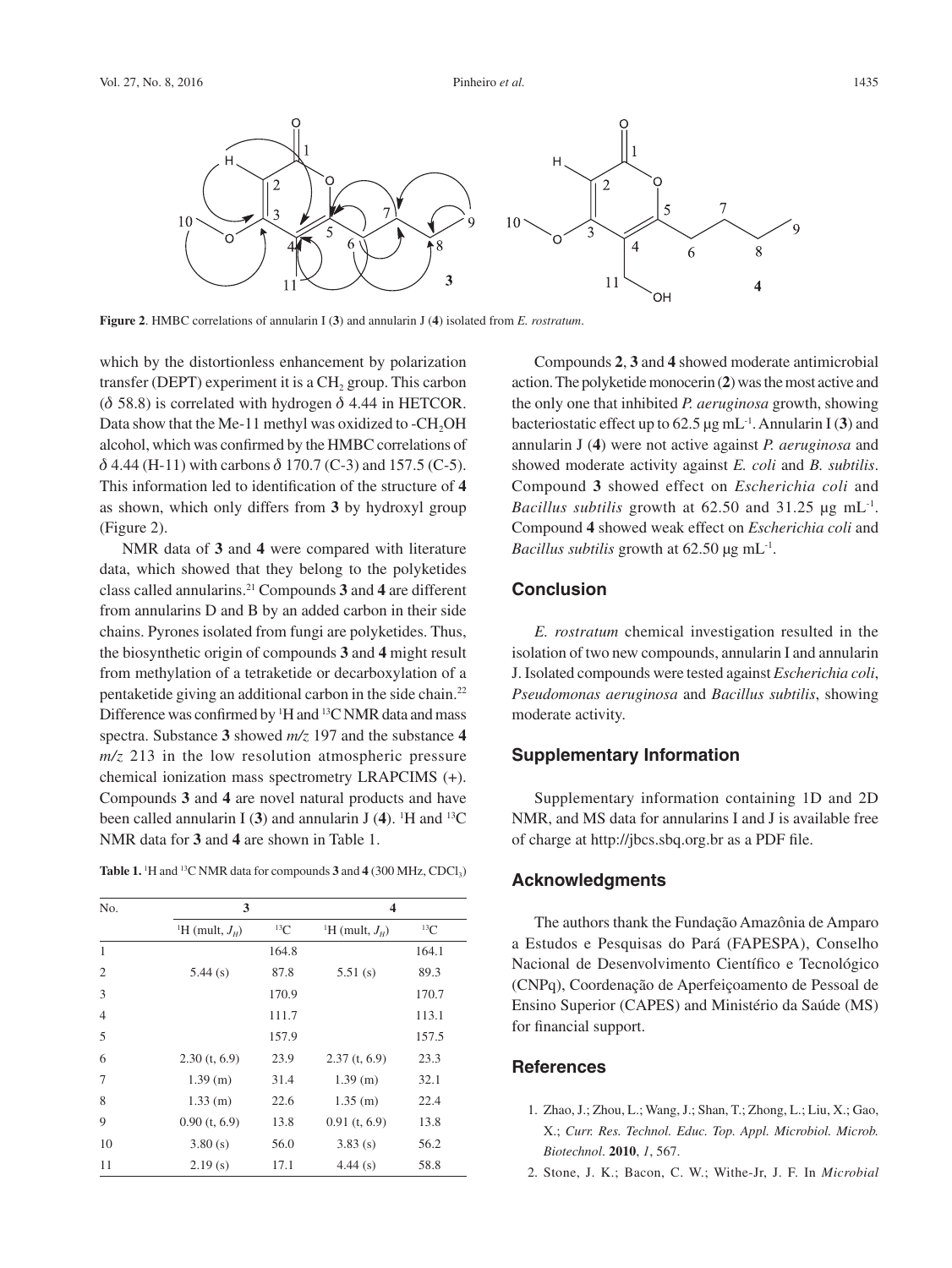**Figure 2**. HMBC correlations of annularin I (**3**) and annularin J (**4**) isolated from *E. rostratum*.

which by the distortionless enhancement by polarization transfer (DEPT) experiment it is a $CH_2$ group. This carbon ($\delta$ 58.8) is correlated with hydrogen $\delta$ 4.44 in HETCOR. Data show that the Me-11 methyl was oxidized to -$CH_2OH$ alcohol, which was confirmed by the HMBC correlations of $\delta$ 4.44 (H-11) with carbons $\delta$ 170.7 (C-3) and 157.5 (C-5). This information led to identification of the structure of **4** as shown, which only differs from **3** by hydroxyl group (Figure 2).

NMR data of **3** and **4** were compared with literature data, which showed that they belong to the polyketides class called annularins.[21] Compounds **3** and **4** are different from annularins D and B by an added carbon in their side chains. Pyrones isolated from fungi are polyketides. Thus, the biosynthetic origin of compounds **3** and **4** might result from methylation of a tetraketide or decarboxylation of a pentaketide giving an additional carbon in the side chain.[22] Difference was confirmed by $^1$H and $^{13}$C NMR data and mass spectra. Substance **3** showed *m/z* 197 and the substance **4** *m/z* 213 in the low resolution atmospheric pressure chemical ionization mass spectrometry LRAPCIMS (+). Compounds **3** and **4** are novel natural products and have been called annularin I (**3**) and annularin J (**4**). $^1$H and $^{13}$C NMR data for **3** and **4** are shown in Table 1.

**Table 1.** $^1$H and $^{13}$C NMR data for compounds **3** and **4** (300 MHz, $CDCl_3$)

| No. | 3 | | 4 | |
|---|---|---|---|---|
| | $^1$H (mult, $J_H$) | $^{13}$C | $^1$H (mult, $J_H$) | $^{13}$C |
| 1 | | 164.8 | | 164.1 |
| 2 | 5.44 (s) | 87.8 | 5.51 (s) | 89.3 |
| 3 | | 170.9 | | 170.7 |
| 4 | | 111.7 | | 113.1 |
| 5 | | 157.9 | | 157.5 |
| 6 | 2.30 (t, 6.9) | 23.9 | 2.37 (t, 6.9) | 23.3 |
| 7 | 1.39 (m) | 31.4 | 1.39 (m) | 32.1 |
| 8 | 1.33 (m) | 22.6 | 1.35 (m) | 22.4 |
| 9 | 0.90 (t, 6.9) | 13.8 | 0.91 (t, 6.9) | 13.8 |
| 10 | 3.80 (s) | 56.0 | 3.83 (s) | 56.2 |
| 11 | 2.19 (s) | 17.1 | 4.44 (s) | 58.8 |

Compounds **2**, **3** and **4** showed moderate antimicrobial action. The polyketide monocerin (**2**) was the most active and the only one that inhibited *P. aeruginosa* growth, showing bacteriostatic effect up to 62.5 µg mL$^{-1}$. Annularin I (**3**) and annularin J (**4**) were not active against *P. aeruginosa* and showed moderate activity against *E. coli* and *B. subtilis*. Compound **3** showed effect on *Escherichia coli* and *Bacillus subtilis* growth at 62.50 and 31.25 µg mL$^{-1}$. Compound **4** showed weak effect on *Escherichia coli* and *Bacillus subtilis* growth at 62.50 µg mL$^{-1}$.

## Conclusion

*E. rostratum* chemical investigation resulted in the isolation of two new compounds, annularin I and annularin J. Isolated compounds were tested against *Escherichia coli*, *Pseudomonas aeruginosa* and *Bacillus subtilis*, showing moderate activity.

## Supplementary Information

Supplementary information containing 1D and 2D NMR, and MS data for annularins I and J is available free of charge at http://jbcs.sbq.org.br as a PDF file.

## Acknowledgments

The authors thank the Fundação Amazônia de Amparo a Estudos e Pesquisas do Pará (FAPESPA), Conselho Nacional de Desenvolvimento Científico e Tecnológico (CNPq), Coordenação de Aperfeiçoamento de Pessoal de Ensino Superior (CAPES) and Ministério da Saúde (MS) for financial support.

## References

1. Zhao, J.; Zhou, L.; Wang, J.; Shan, T.; Zhong, L.; Liu, X.; Gao, X.; *Curr. Res. Technol. Educ. Top. Appl. Microbiol. Microb. Biotechnol.* **2010**, *1*, 567.
2. Stone, J. K.; Bacon, C. W.; Withe-Jr, J. F. In *Microbial*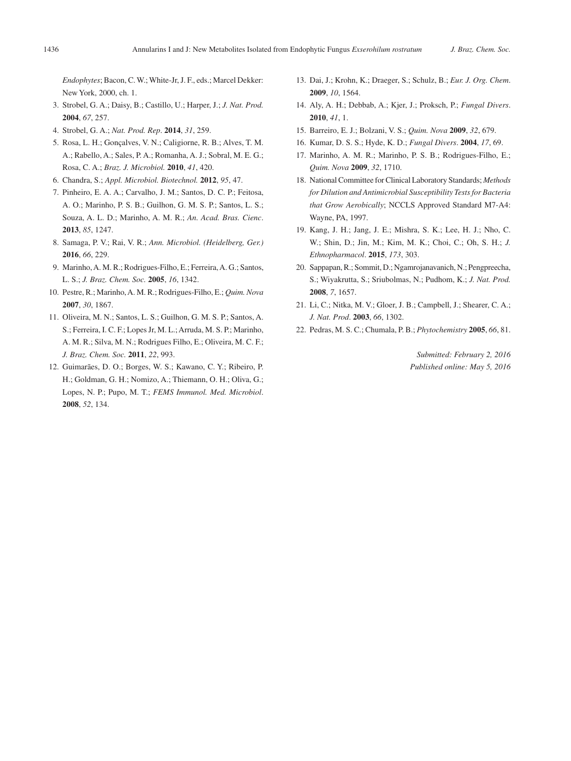*Endophytes*; Bacon, C. W.; White-Jr, J. F., eds.; Marcel Dekker: New York, 2000, ch. 1.

3. Strobel, G. A.; Daisy, B.; Castillo, U.; Harper, J.; *J. Nat. Prod.* **2004**, *67*, 257.
4. Strobel, G. A.; *Nat. Prod. Rep*. **2014**, *31*, 259.
5. Rosa, L. H.; Gonçalves, V. N.; Caligiorne, R. B.; Alves, T. M. A.; Rabello, A.; Sales, P. A.; Romanha, A. J.; Sobral, M. E. G.; Rosa, C. A.; *Braz. J. Microbiol.* **2010**, *41*, 420.
6. Chandra, S.; *Appl. Microbiol. Biotechnol.* **2012**, *95*, 47.
7. Pinheiro, E. A. A.; Carvalho, J. M.; Santos, D. C. P.; Feitosa, A. O.; Marinho, P. S. B.; Guilhon, G. M. S. P.; Santos, L. S.; Souza, A. L. D.; Marinho, A. M. R.; *An. Acad. Bras. Cienc*. **2013**, *85*, 1247.
8. Samaga, P. V.; Rai, V. R.; *Ann. Microbiol. (Heidelberg, Ger.)* **2016**, *66*, 229.
9. Marinho, A. M. R.; Rodrigues-Filho, E.; Ferreira, A. G.; Santos, L. S.; *J. Braz. Chem. Soc.* **2005**, *16*, 1342.
10. Pestre, R.; Marinho, A. M. R.; Rodrigues-Filho, E.; *Quim. Nova* **2007**, *30*, 1867.
11. Oliveira, M. N.; Santos, L. S.; Guilhon, G. M. S. P.; Santos, A. S.; Ferreira, I. C. F.; Lopes Jr, M. L.; Arruda, M. S. P.; Marinho, A. M. R.; Silva, M. N.; Rodrigues Filho, E.; Oliveira, M. C. F.; *J. Braz. Chem. Soc.* **2011**, *22*, 993.
12. Guimarães, D. O.; Borges, W. S.; Kawano, C. Y.; Ribeiro, P. H.; Goldman, G. H.; Nomizo, A.; Thiemann, O. H.; Oliva, G.; Lopes, N. P.; Pupo, M. T.; *FEMS Immunol. Med. Microbiol*. **2008**, *52*, 134.
13. Dai, J.; Krohn, K.; Draeger, S.; Schulz, B.; *Eur. J. Org. Chem*. **2009**, *10*, 1564.
14. Aly, A. H.; Debbab, A.; Kjer, J.; Proksch, P.; *Fungal Divers*. **2010**, *41*, 1.
15. Barreiro, E. J.; Bolzani, V. S.; *Quim. Nova* **2009**, *32*, 679.
16. Kumar, D. S. S.; Hyde, K. D.; *Fungal Divers*. **2004**, *17*, 69.
17. Marinho, A. M. R.; Marinho, P. S. B.; Rodrigues-Filho, E.; *Quim. Nova* **2009**, *32*, 1710.
18. National Committee for Clinical Laboratory Standards; *Methods for Dilution and Antimicrobial Susceptibility Tests for Bacteria that Grow Aerobically*; NCCLS Approved Standard M7-A4: Wayne, PA, 1997.
19. Kang, J. H.; Jang, J. E.; Mishra, S. K.; Lee, H. J.; Nho, C. W.; Shin, D.; Jin, M.; Kim, M. K.; Choi, C.; Oh, S. H.; *J. Ethnopharmacol*. **2015**, *173*, 303.
20. Sappapan, R.; Sommit, D.; Ngamrojanavanich, N.; Pengpreecha, S.; Wiyakrutta, S.; Sriubolmas, N.; Pudhom, K.; *J. Nat. Prod.* **2008**, *7*, 1657.
21. Li, C.; Nitka, M. V.; Gloer, J. B.; Campbell, J.; Shearer, C. A.; *J. Nat. Prod*. **2003**, *66*, 1302.
22. Pedras, M. S. C.; Chumala, P. B.; *Phytochemistry* **2005**, *66*, 81.

*Submitted: February 2, 2016*
*Published online: May 5, 2016*